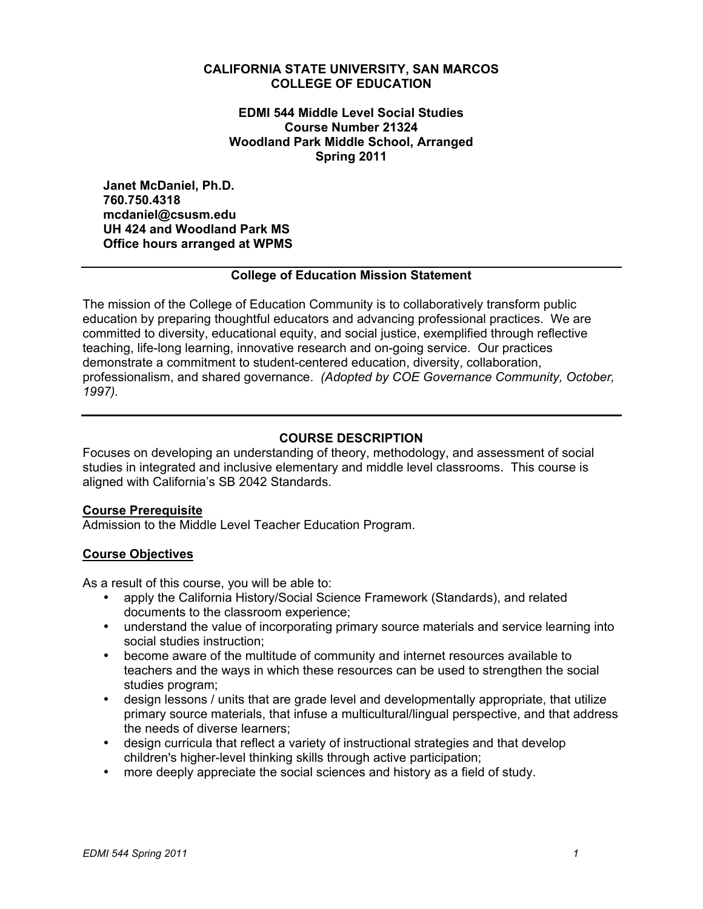**CALIFORNIA STATE UNIVERSITY, SAN MARCOS**
**COLLEGE OF EDUCATION**

**EDMI 544 Middle Level Social Studies**
**Course Number 21324**
**Woodland Park Middle School, Arranged**
**Spring 2011**

**Janet McDaniel, Ph.D.**
**760.750.4318**
**mcdaniel@csusm.edu**
**UH 424 and Woodland Park MS**
**Office hours arranged at WPMS**

---

## College of Education Mission Statement

The mission of the College of Education Community is to collaboratively transform public education by preparing thoughtful educators and advancing professional practices. We are committed to diversity, educational equity, and social justice, exemplified through reflective teaching, life-long learning, innovative research and on-going service. Our practices demonstrate a commitment to student-centered education, diversity, collaboration, professionalism, and shared governance. *(Adopted by COE Governance Community, October, 1997).*

---

## COURSE DESCRIPTION

Focuses on developing an understanding of theory, methodology, and assessment of social studies in integrated and inclusive elementary and middle level classrooms. This course is aligned with California's SB 2042 Standards.

### Course Prerequisite

Admission to the Middle Level Teacher Education Program.

### Course Objectives

As a result of this course, you will be able to:

- apply the California History/Social Science Framework (Standards), and related documents to the classroom experience;
- understand the value of incorporating primary source materials and service learning into social studies instruction;
- become aware of the multitude of community and internet resources available to teachers and the ways in which these resources can be used to strengthen the social studies program;
- design lessons / units that are grade level and developmentally appropriate, that utilize primary source materials, that infuse a multicultural/lingual perspective, and that address the needs of diverse learners;
- design curricula that reflect a variety of instructional strategies and that develop children's higher-level thinking skills through active participation;
- more deeply appreciate the social sciences and history as a field of study.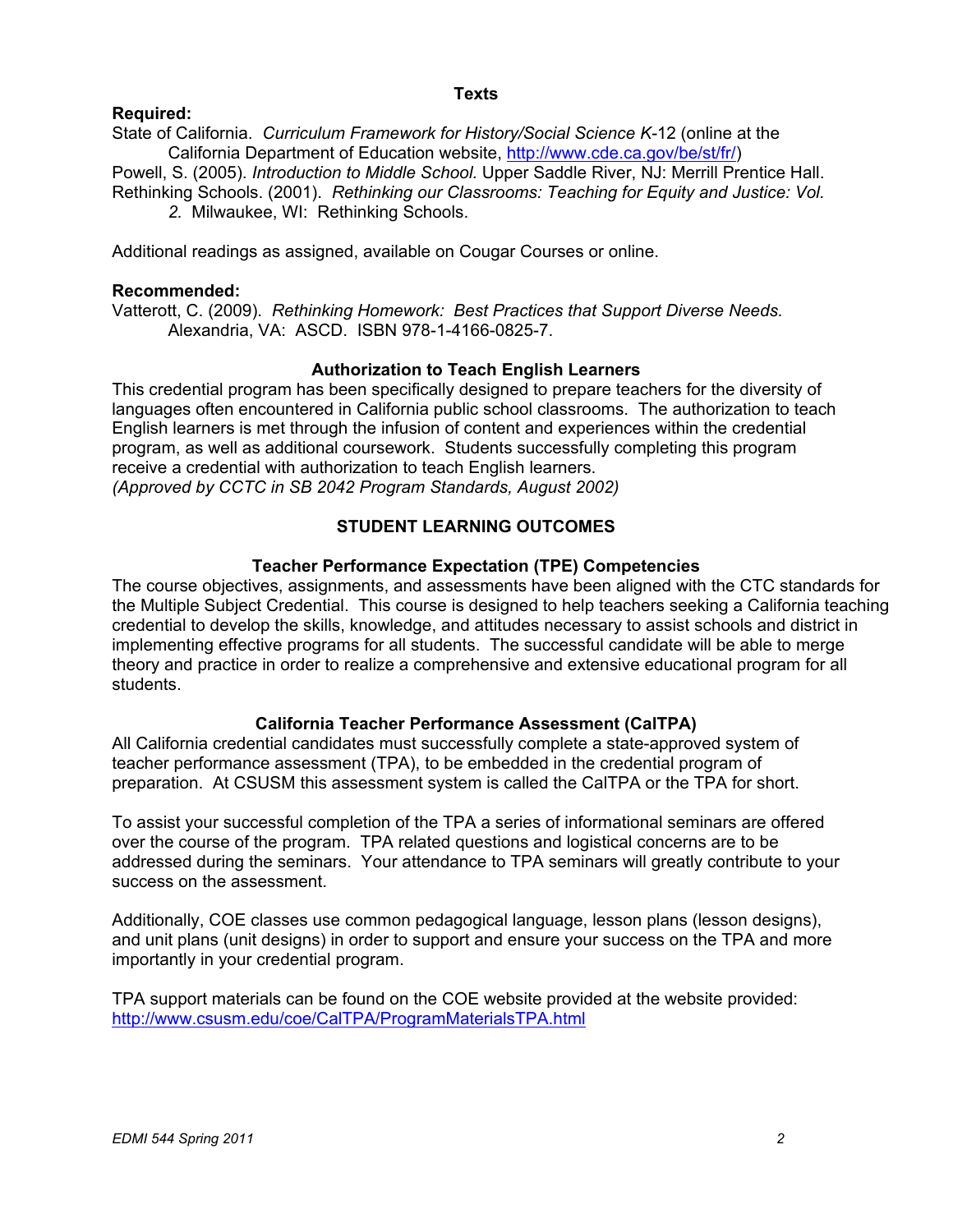## Texts

**Required:**

State of California. *Curriculum Framework for History/Social Science K*-12 (online at the California Department of Education website, http://www.cde.ca.gov/be/st/fr/)

Powell, S. (2005). *Introduction to Middle School.* Upper Saddle River, NJ: Merrill Prentice Hall.

Rethinking Schools. (2001). *Rethinking our Classrooms: Teaching for Equity and Justice: Vol. 2.* Milwaukee, WI: Rethinking Schools.

Additional readings as assigned, available on Cougar Courses or online.

**Recommended:**

Vatterott, C. (2009). *Rethinking Homework: Best Practices that Support Diverse Needs.* Alexandria, VA: ASCD. ISBN 978-1-4166-0825-7.

## Authorization to Teach English Learners

This credential program has been specifically designed to prepare teachers for the diversity of languages often encountered in California public school classrooms. The authorization to teach English learners is met through the infusion of content and experiences within the credential program, as well as additional coursework. Students successfully completing this program receive a credential with authorization to teach English learners.
*(Approved by CCTC in SB 2042 Program Standards, August 2002)*

## STUDENT LEARNING OUTCOMES

### Teacher Performance Expectation (TPE) Competencies

The course objectives, assignments, and assessments have been aligned with the CTC standards for the Multiple Subject Credential. This course is designed to help teachers seeking a California teaching credential to develop the skills, knowledge, and attitudes necessary to assist schools and district in implementing effective programs for all students. The successful candidate will be able to merge theory and practice in order to realize a comprehensive and extensive educational program for all students.

### California Teacher Performance Assessment (CalTPA)

All California credential candidates must successfully complete a state-approved system of teacher performance assessment (TPA), to be embedded in the credential program of preparation. At CSUSM this assessment system is called the CalTPA or the TPA for short.

To assist your successful completion of the TPA a series of informational seminars are offered over the course of the program. TPA related questions and logistical concerns are to be addressed during the seminars. Your attendance to TPA seminars will greatly contribute to your success on the assessment.

Additionally, COE classes use common pedagogical language, lesson plans (lesson designs), and unit plans (unit designs) in order to support and ensure your success on the TPA and more importantly in your credential program.

TPA support materials can be found on the COE website provided at the website provided: http://www.csusm.edu/coe/CalTPA/ProgramMaterialsTPA.html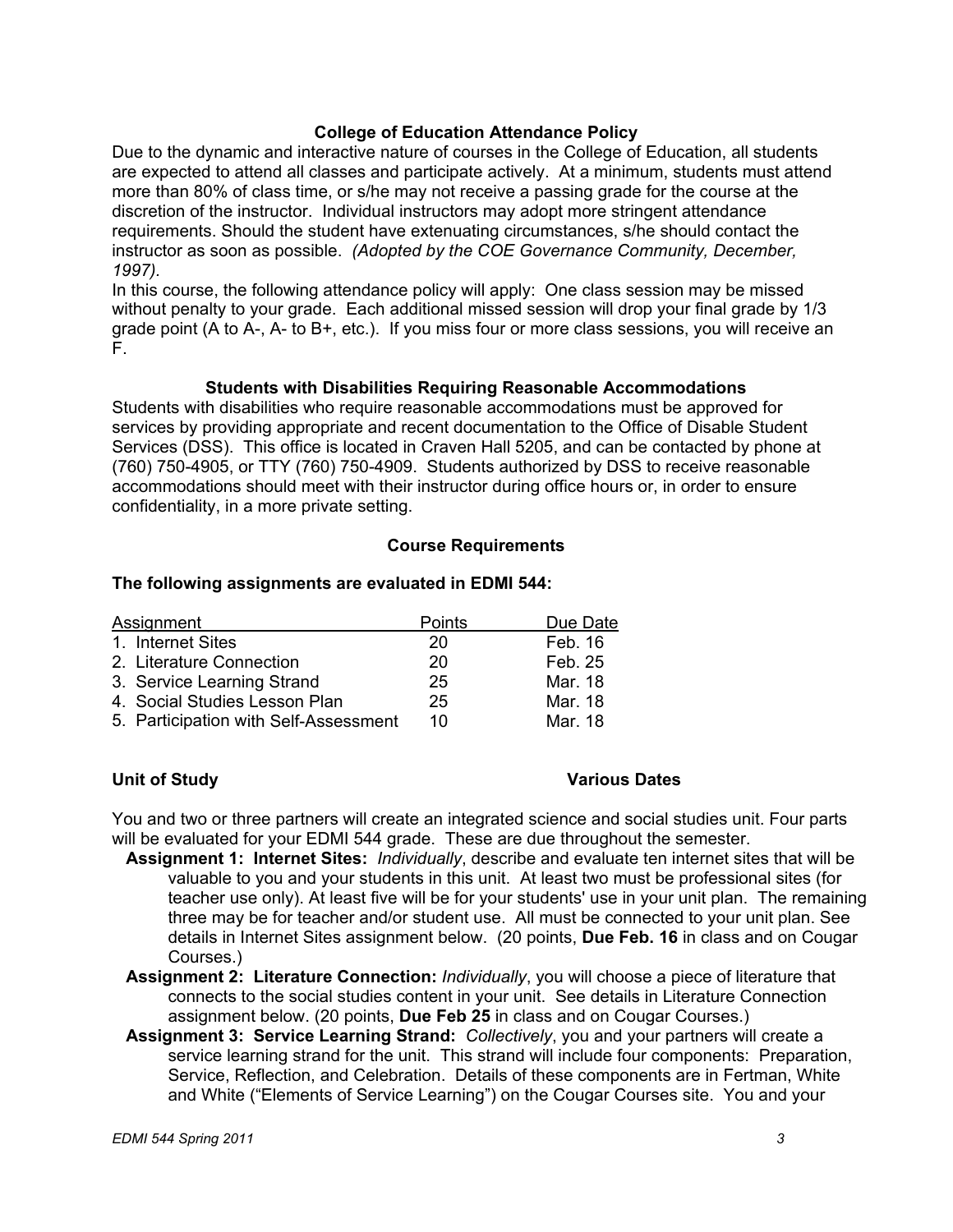### College of Education Attendance Policy

Due to the dynamic and interactive nature of courses in the College of Education, all students are expected to attend all classes and participate actively. At a minimum, students must attend more than 80% of class time, or s/he may not receive a passing grade for the course at the discretion of the instructor. Individual instructors may adopt more stringent attendance requirements. Should the student have extenuating circumstances, s/he should contact the instructor as soon as possible. *(Adopted by the COE Governance Community, December, 1997).*

In this course, the following attendance policy will apply: One class session may be missed without penalty to your grade. Each additional missed session will drop your final grade by 1/3 grade point (A to A-, A- to B+, etc.). If you miss four or more class sessions, you will receive an F.

### Students with Disabilities Requiring Reasonable Accommodations

Students with disabilities who require reasonable accommodations must be approved for services by providing appropriate and recent documentation to the Office of Disable Student Services (DSS). This office is located in Craven Hall 5205, and can be contacted by phone at (760) 750-4905, or TTY (760) 750-4909. Students authorized by DSS to receive reasonable accommodations should meet with their instructor during office hours or, in order to ensure confidentiality, in a more private setting.

### Course Requirements

**The following assignments are evaluated in EDMI 544:**

| Assignment | Points | Due Date |
|---|---|---|
| 1. Internet Sites | 20 | Feb. 16 |
| 2. Literature Connection | 20 | Feb. 25 |
| 3. Service Learning Strand | 25 | Mar. 18 |
| 4. Social Studies Lesson Plan | 25 | Mar. 18 |
| 5. Participation with Self-Assessment | 10 | Mar. 18 |

**Unit of Study** **Various Dates**

You and two or three partners will create an integrated science and social studies unit. Four parts will be evaluated for your EDMI 544 grade. These are due throughout the semester.

- **Assignment 1: Internet Sites:** *Individually*, describe and evaluate ten internet sites that will be valuable to you and your students in this unit. At least two must be professional sites (for teacher use only). At least five will be for your students' use in your unit plan. The remaining three may be for teacher and/or student use. All must be connected to your unit plan. See details in Internet Sites assignment below. (20 points, **Due Feb. 16** in class and on Cougar Courses.)
- **Assignment 2: Literature Connection:** *Individually*, you will choose a piece of literature that connects to the social studies content in your unit. See details in Literature Connection assignment below. (20 points, **Due Feb 25** in class and on Cougar Courses.)
- **Assignment 3: Service Learning Strand:** *Collectively*, you and your partners will create a service learning strand for the unit. This strand will include four components: Preparation, Service, Reflection, and Celebration. Details of these components are in Fertman, White and White ("Elements of Service Learning") on the Cougar Courses site. You and your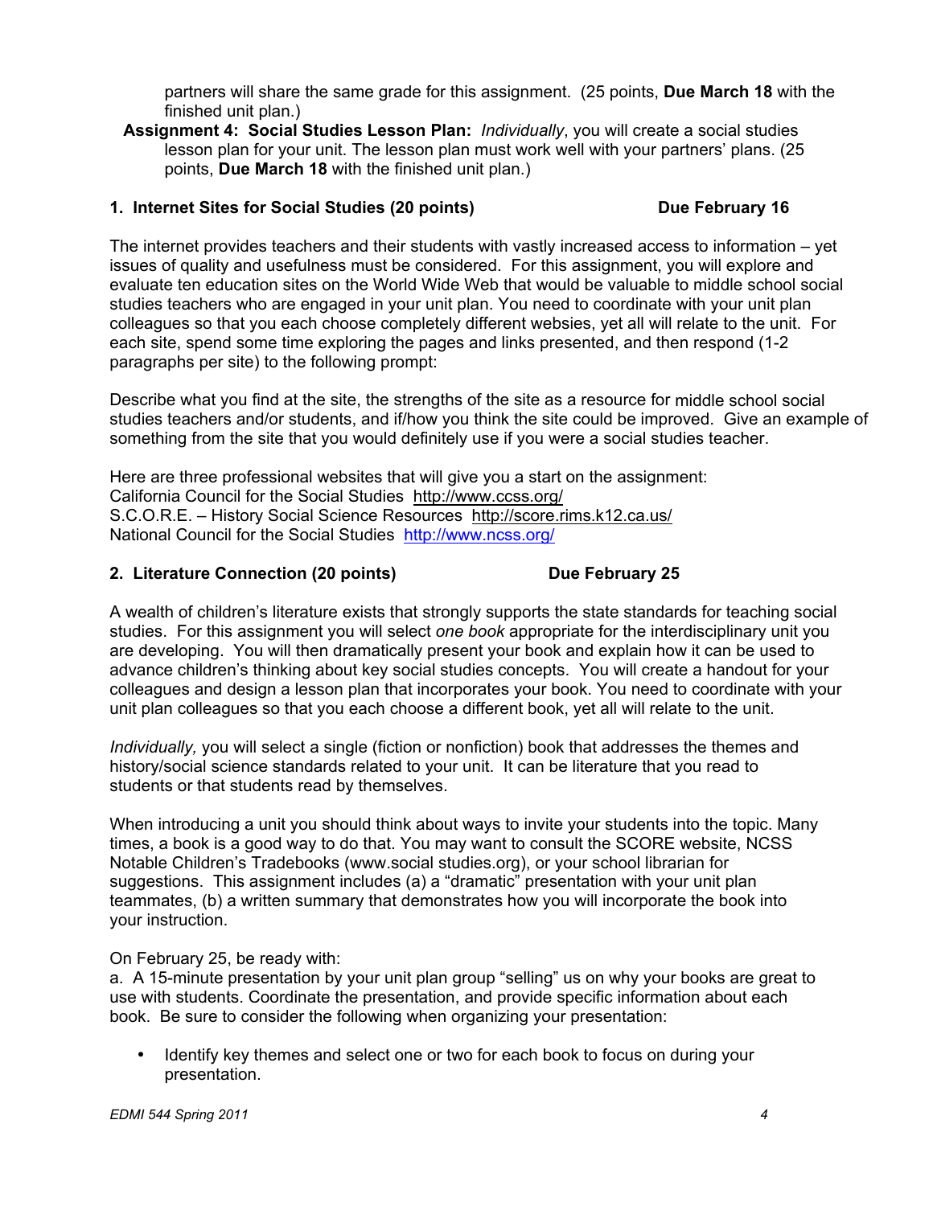partners will share the same grade for this assignment. (25 points, **Due March 18** with the finished unit plan.)

**Assignment 4: Social Studies Lesson Plan:** *Individually*, you will create a social studies lesson plan for your unit. The lesson plan must work well with your partners' plans. (25 points, **Due March 18** with the finished unit plan.)

### 1. Internet Sites for Social Studies (20 points) — Due February 16

The internet provides teachers and their students with vastly increased access to information – yet issues of quality and usefulness must be considered. For this assignment, you will explore and evaluate ten education sites on the World Wide Web that would be valuable to middle school social studies teachers who are engaged in your unit plan. You need to coordinate with your unit plan colleagues so that you each choose completely different websies, yet all will relate to the unit. For each site, spend some time exploring the pages and links presented, and then respond (1-2 paragraphs per site) to the following prompt:

Describe what you find at the site, the strengths of the site as a resource for middle school social studies teachers and/or students, and if/how you think the site could be improved. Give an example of something from the site that you would definitely use if you were a social studies teacher.

Here are three professional websites that will give you a start on the assignment:
California Council for the Social Studies http://www.ccss.org/
S.C.O.R.E. – History Social Science Resources http://score.rims.k12.ca.us/
National Council for the Social Studies http://www.ncss.org/

### 2. Literature Connection (20 points) — Due February 25

A wealth of children's literature exists that strongly supports the state standards for teaching social studies. For this assignment you will select *one book* appropriate for the interdisciplinary unit you are developing. You will then dramatically present your book and explain how it can be used to advance children's thinking about key social studies concepts. You will create a handout for your colleagues and design a lesson plan that incorporates your book. You need to coordinate with your unit plan colleagues so that you each choose a different book, yet all will relate to the unit.

*Individually,* you will select a single (fiction or nonfiction) book that addresses the themes and history/social science standards related to your unit. It can be literature that you read to students or that students read by themselves.

When introducing a unit you should think about ways to invite your students into the topic. Many times, a book is a good way to do that. You may want to consult the SCORE website, NCSS Notable Children's Tradebooks (www.social studies.org), or your school librarian for suggestions. This assignment includes (a) a "dramatic" presentation with your unit plan teammates, (b) a written summary that demonstrates how you will incorporate the book into your instruction.

On February 25, be ready with:
a. A 15-minute presentation by your unit plan group "selling" us on why your books are great to use with students. Coordinate the presentation, and provide specific information about each book. Be sure to consider the following when organizing your presentation:

- Identify key themes and select one or two for each book to focus on during your presentation.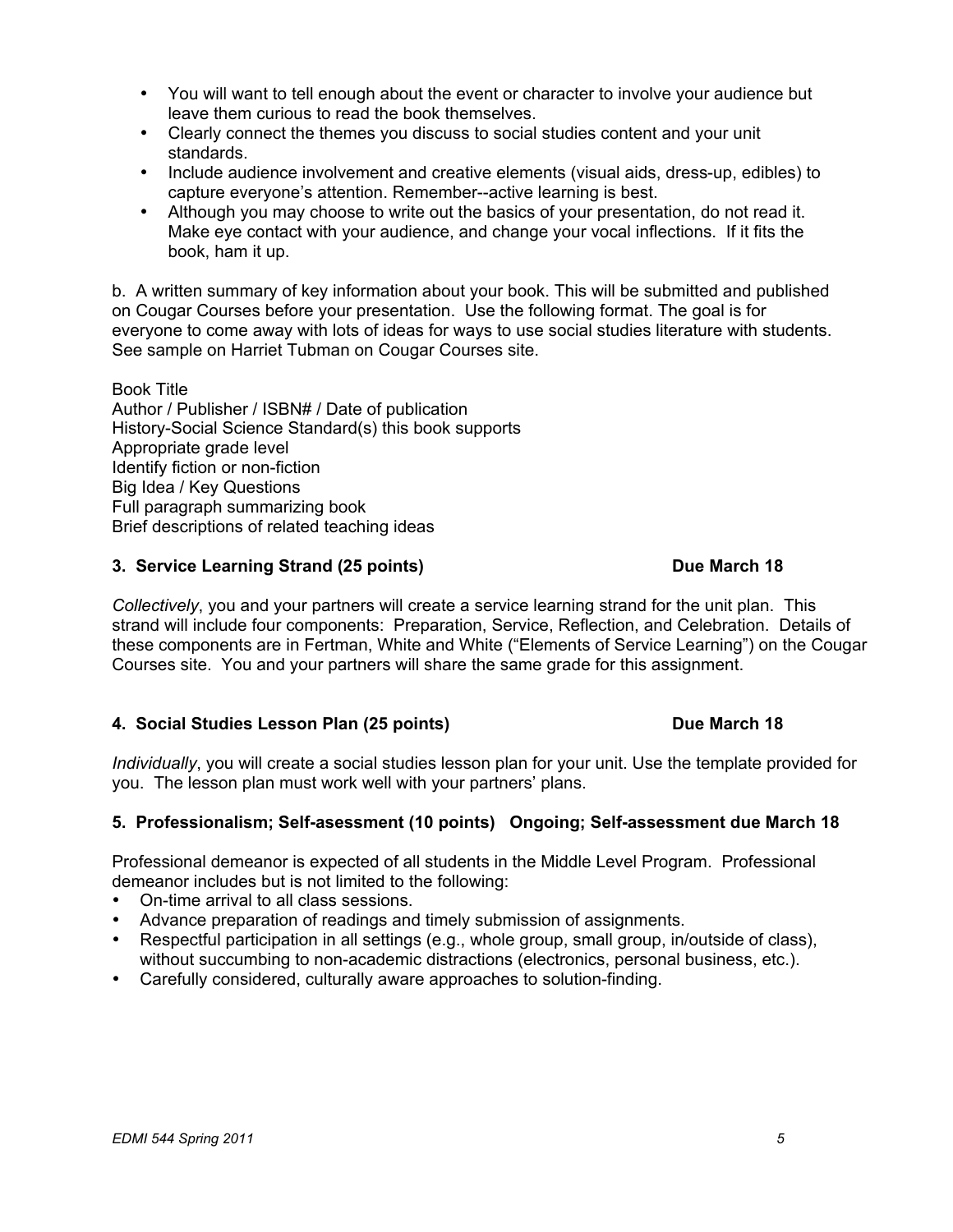- You will want to tell enough about the event or character to involve your audience but leave them curious to read the book themselves.
- Clearly connect the themes you discuss to social studies content and your unit standards.
- Include audience involvement and creative elements (visual aids, dress-up, edibles) to capture everyone's attention. Remember--active learning is best.
- Although you may choose to write out the basics of your presentation, do not read it. Make eye contact with your audience, and change your vocal inflections. If it fits the book, ham it up.

b. A written summary of key information about your book. This will be submitted and published on Cougar Courses before your presentation. Use the following format. The goal is for everyone to come away with lots of ideas for ways to use social studies literature with students. See sample on Harriet Tubman on Cougar Courses site.

Book Title
Author / Publisher / ISBN# / Date of publication
History-Social Science Standard(s) this book supports
Appropriate grade level
Identify fiction or non-fiction
Big Idea / Key Questions
Full paragraph summarizing book
Brief descriptions of related teaching ideas

### 3. Service Learning Strand (25 points) Due March 18

*Collectively*, you and your partners will create a service learning strand for the unit plan. This strand will include four components: Preparation, Service, Reflection, and Celebration. Details of these components are in Fertman, White and White ("Elements of Service Learning") on the Cougar Courses site. You and your partners will share the same grade for this assignment.

### 4. Social Studies Lesson Plan (25 points) Due March 18

*Individually*, you will create a social studies lesson plan for your unit. Use the template provided for you. The lesson plan must work well with your partners' plans.

### 5. Professionalism; Self-asessment (10 points) Ongoing; Self-assessment due March 18

Professional demeanor is expected of all students in the Middle Level Program. Professional demeanor includes but is not limited to the following:

- On-time arrival to all class sessions.
- Advance preparation of readings and timely submission of assignments.
- Respectful participation in all settings (e.g., whole group, small group, in/outside of class), without succumbing to non-academic distractions (electronics, personal business, etc.).
- Carefully considered, culturally aware approaches to solution-finding.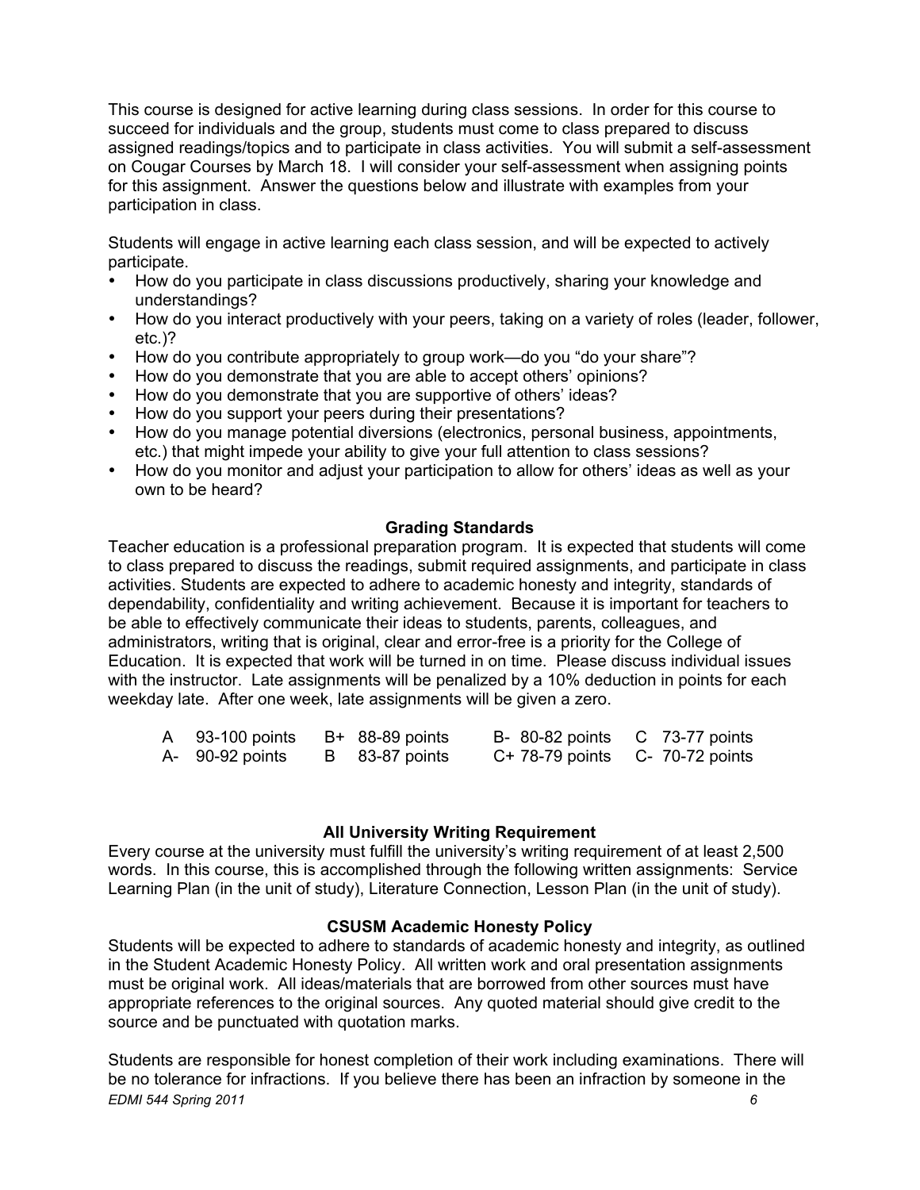This course is designed for active learning during class sessions. In order for this course to succeed for individuals and the group, students must come to class prepared to discuss assigned readings/topics and to participate in class activities. You will submit a self-assessment on Cougar Courses by March 18. I will consider your self-assessment when assigning points for this assignment. Answer the questions below and illustrate with examples from your participation in class.

Students will engage in active learning each class session, and will be expected to actively participate.

- How do you participate in class discussions productively, sharing your knowledge and understandings?
- How do you interact productively with your peers, taking on a variety of roles (leader, follower, etc.)?
- How do you contribute appropriately to group work—do you "do your share"?
- How do you demonstrate that you are able to accept others' opinions?
- How do you demonstrate that you are supportive of others' ideas?
- How do you support your peers during their presentations?
- How do you manage potential diversions (electronics, personal business, appointments, etc.) that might impede your ability to give your full attention to class sessions?
- How do you monitor and adjust your participation to allow for others' ideas as well as your own to be heard?

### Grading Standards

Teacher education is a professional preparation program. It is expected that students will come to class prepared to discuss the readings, submit required assignments, and participate in class activities. Students are expected to adhere to academic honesty and integrity, standards of dependability, confidentiality and writing achievement. Because it is important for teachers to be able to effectively communicate their ideas to students, parents, colleagues, and administrators, writing that is original, clear and error-free is a priority for the College of Education. It is expected that work will be turned in on time. Please discuss individual issues with the instructor. Late assignments will be penalized by a 10% deduction in points for each weekday late. After one week, late assignments will be given a zero.

| | | | |
|---|---|---|---|
| A 93-100 points | B+ 88-89 points | B- 80-82 points | C 73-77 points |
| A- 90-92 points | B 83-87 points | C+ 78-79 points | C- 70-72 points |

### All University Writing Requirement

Every course at the university must fulfill the university's writing requirement of at least 2,500 words. In this course, this is accomplished through the following written assignments: Service Learning Plan (in the unit of study), Literature Connection, Lesson Plan (in the unit of study).

### CSUSM Academic Honesty Policy

Students will be expected to adhere to standards of academic honesty and integrity, as outlined in the Student Academic Honesty Policy. All written work and oral presentation assignments must be original work. All ideas/materials that are borrowed from other sources must have appropriate references to the original sources. Any quoted material should give credit to the source and be punctuated with quotation marks.

Students are responsible for honest completion of their work including examinations. There will be no tolerance for infractions. If you believe there has been an infraction by someone in the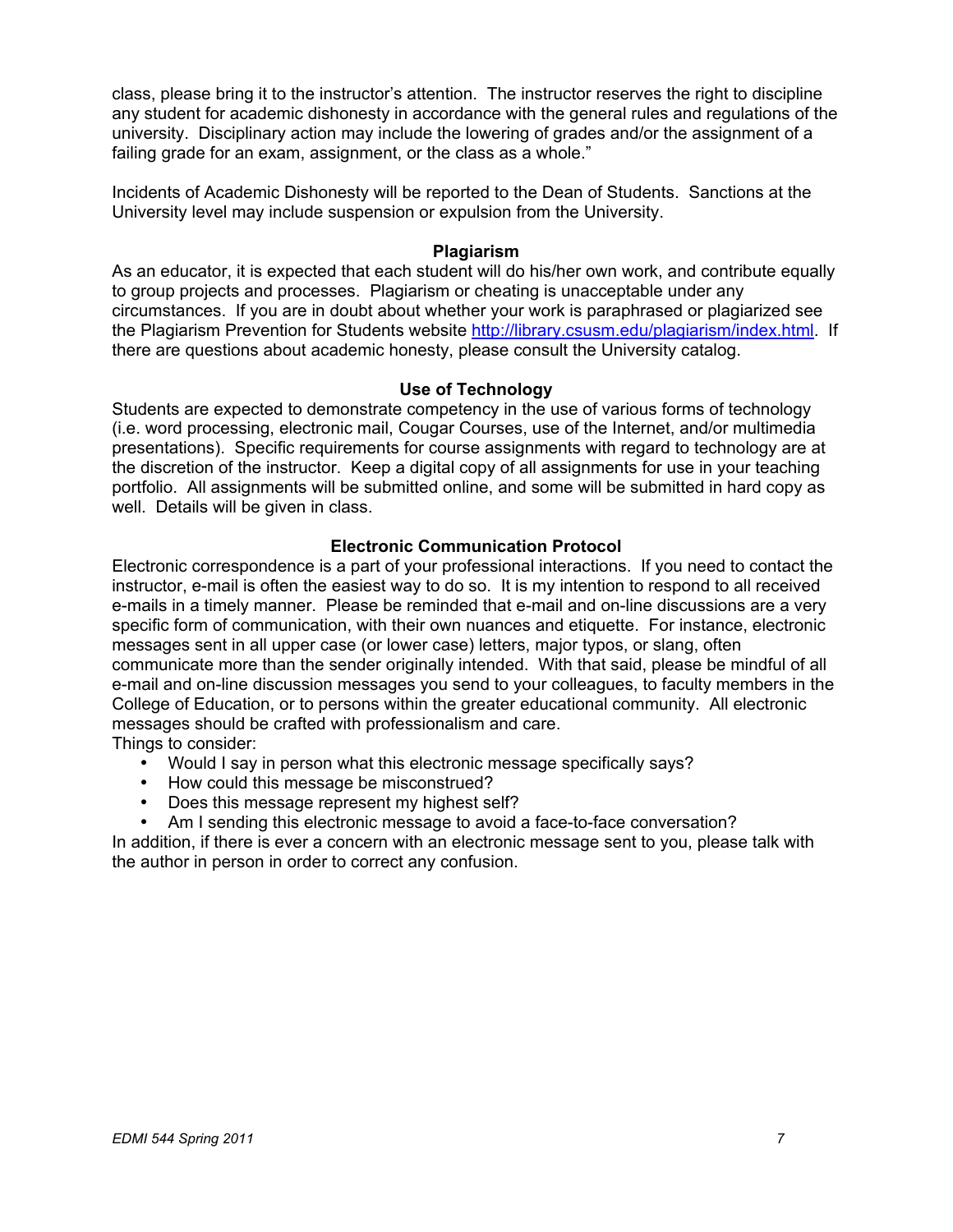class, please bring it to the instructor's attention. The instructor reserves the right to discipline any student for academic dishonesty in accordance with the general rules and regulations of the university. Disciplinary action may include the lowering of grades and/or the assignment of a failing grade for an exam, assignment, or the class as a whole."

Incidents of Academic Dishonesty will be reported to the Dean of Students. Sanctions at the University level may include suspension or expulsion from the University.

### Plagiarism

As an educator, it is expected that each student will do his/her own work, and contribute equally to group projects and processes. Plagiarism or cheating is unacceptable under any circumstances. If you are in doubt about whether your work is paraphrased or plagiarized see the Plagiarism Prevention for Students website http://library.csusm.edu/plagiarism/index.html. If there are questions about academic honesty, please consult the University catalog.

### Use of Technology

Students are expected to demonstrate competency in the use of various forms of technology (i.e. word processing, electronic mail, Cougar Courses, use of the Internet, and/or multimedia presentations). Specific requirements for course assignments with regard to technology are at the discretion of the instructor. Keep a digital copy of all assignments for use in your teaching portfolio. All assignments will be submitted online, and some will be submitted in hard copy as well. Details will be given in class.

### Electronic Communication Protocol

Electronic correspondence is a part of your professional interactions. If you need to contact the instructor, e-mail is often the easiest way to do so. It is my intention to respond to all received e-mails in a timely manner. Please be reminded that e-mail and on-line discussions are a very specific form of communication, with their own nuances and etiquette. For instance, electronic messages sent in all upper case (or lower case) letters, major typos, or slang, often communicate more than the sender originally intended. With that said, please be mindful of all e-mail and on-line discussion messages you send to your colleagues, to faculty members in the College of Education, or to persons within the greater educational community. All electronic messages should be crafted with professionalism and care.

Things to consider:

- Would I say in person what this electronic message specifically says?
- How could this message be misconstrued?
- Does this message represent my highest self?
- Am I sending this electronic message to avoid a face-to-face conversation?

In addition, if there is ever a concern with an electronic message sent to you, please talk with the author in person in order to correct any confusion.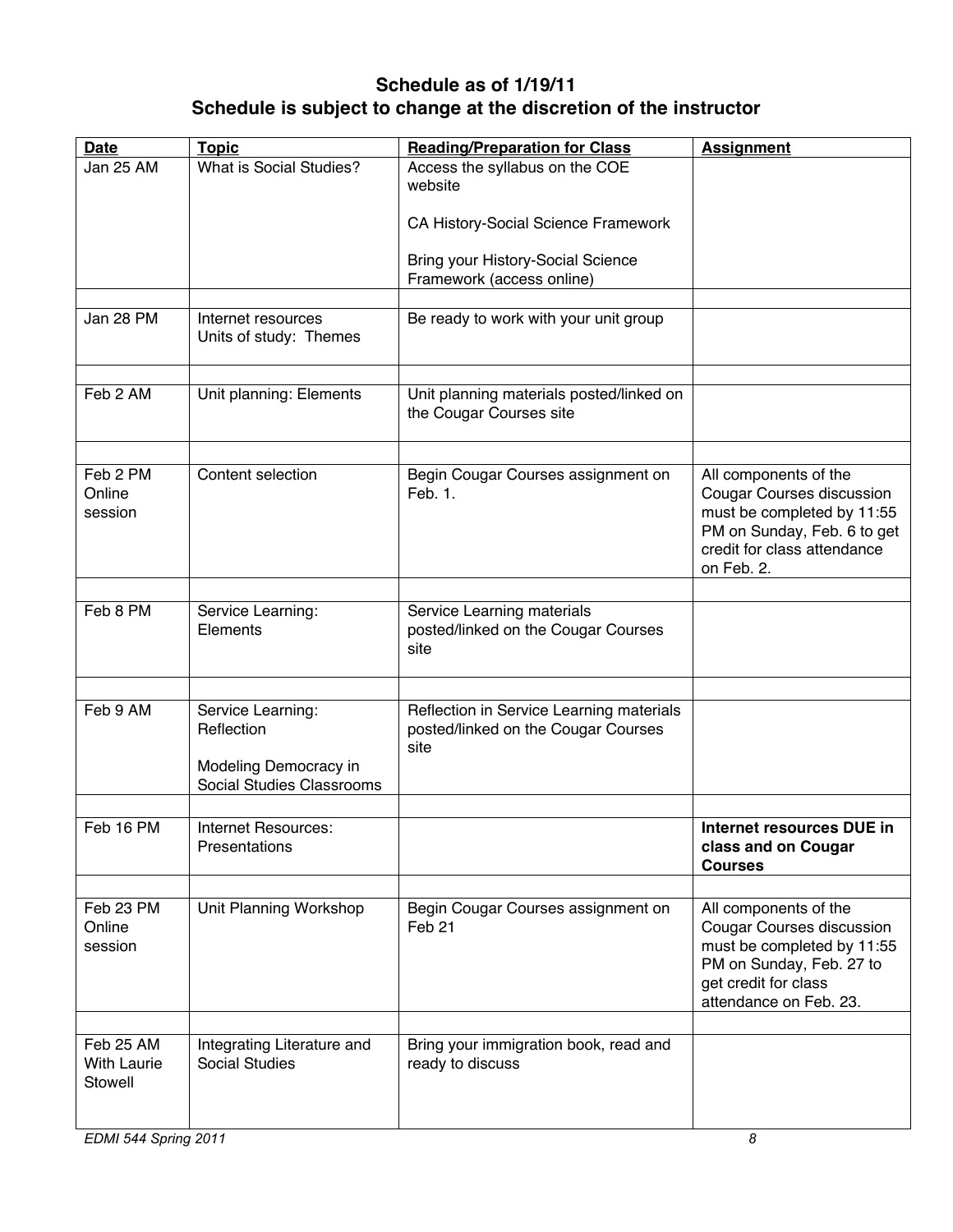**Schedule as of 1/19/11**
**Schedule is subject to change at the discretion of the instructor**

| Date | Topic | Reading/Preparation for Class | Assignment |
|---|---|---|---|
| Jan 25 AM | What is Social Studies? | Access the syllabus on the COE website<br><br>CA History-Social Science Framework<br><br>Bring your History-Social Science Framework (access online) | |
| | | | |
| Jan 28 PM | Internet resources<br>Units of study: Themes | Be ready to work with your unit group | |
| | | | |
| Feb 2 AM | Unit planning: Elements | Unit planning materials posted/linked on the Cougar Courses site | |
| | | | |
| Feb 2 PM<br>Online session | Content selection | Begin Cougar Courses assignment on Feb. 1. | All components of the Cougar Courses discussion must be completed by 11:55 PM on Sunday, Feb. 6 to get credit for class attendance on Feb. 2. |
| | | | |
| Feb 8 PM | Service Learning: Elements | Service Learning materials posted/linked on the Cougar Courses site | |
| | | | |
| Feb 9 AM | Service Learning: Reflection<br><br>Modeling Democracy in Social Studies Classrooms | Reflection in Service Learning materials posted/linked on the Cougar Courses site | |
| | | | |
| Feb 16 PM | Internet Resources: Presentations | | **Internet resources DUE in class and on Cougar Courses** |
| | | | |
| Feb 23 PM<br>Online session | Unit Planning Workshop | Begin Cougar Courses assignment on Feb 21 | All components of the Cougar Courses discussion must be completed by 11:55 PM on Sunday, Feb. 27 to get credit for class attendance on Feb. 23. |
| | | | |
| Feb 25 AM<br>With Laurie Stowell | Integrating Literature and Social Studies | Bring your immigration book, read and ready to discuss | |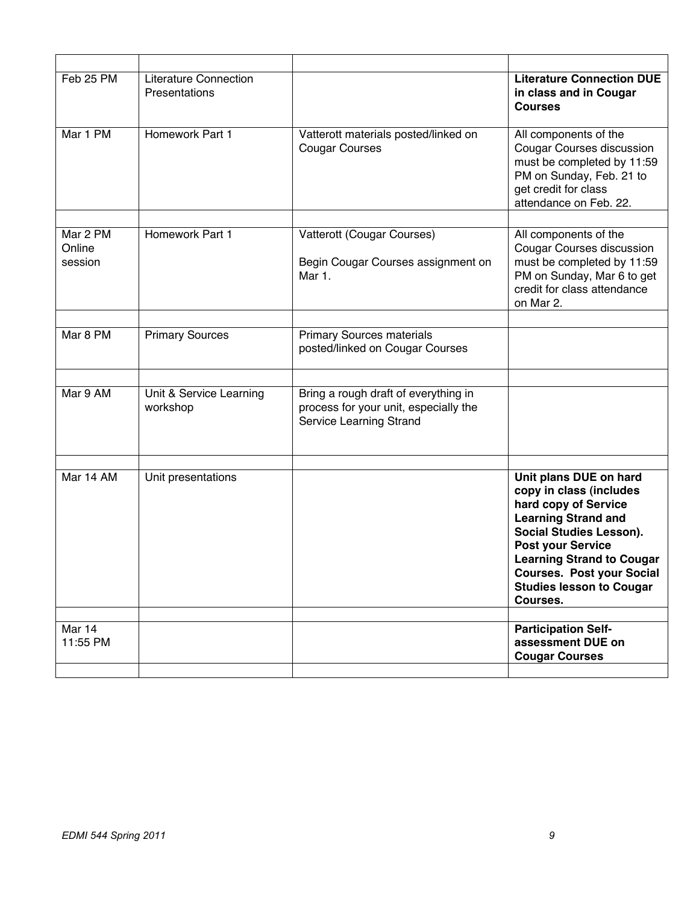| | | | |
|---|---|---|---|
| Feb 25 PM | Literature Connection Presentations | | **Literature Connection DUE in class and in Cougar Courses** |
| Mar 1 PM | Homework Part 1 | Vatterott materials posted/linked on Cougar Courses | All components of the Cougar Courses discussion must be completed by 11:59 PM on Sunday, Feb. 21 to get credit for class attendance on Feb. 22. |
| | | | |
| Mar 2 PM Online session | Homework Part 1 | Vatterott (Cougar Courses)<br><br>Begin Cougar Courses assignment on Mar 1. | All components of the Cougar Courses discussion must be completed by 11:59 PM on Sunday, Mar 6 to get credit for class attendance on Mar 2. |
| | | | |
| Mar 8 PM | Primary Sources | Primary Sources materials posted/linked on Cougar Courses | |
| | | | |
| Mar 9 AM | Unit & Service Learning workshop | Bring a rough draft of everything in process for your unit, especially the Service Learning Strand | |
| | | | |
| Mar 14 AM | Unit presentations | | **Unit plans DUE on hard copy in class (includes hard copy of Service Learning Strand and Social Studies Lesson). Post your Service Learning Strand to Cougar Courses. Post your Social Studies lesson to Cougar Courses.** |
| | | | |
| Mar 14 11:55 PM | | | **Participation Self-assessment DUE on Cougar Courses** |
| | | | |